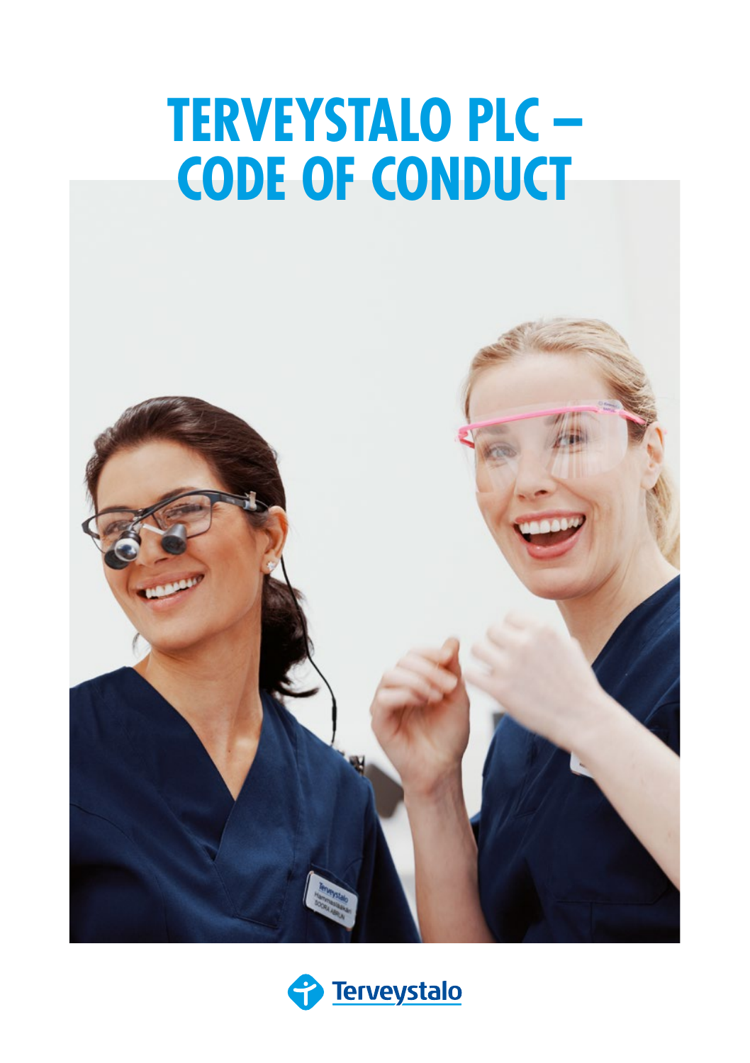# TERVEYSTALO PLC – CODE OF CONDUCT

Terveystalo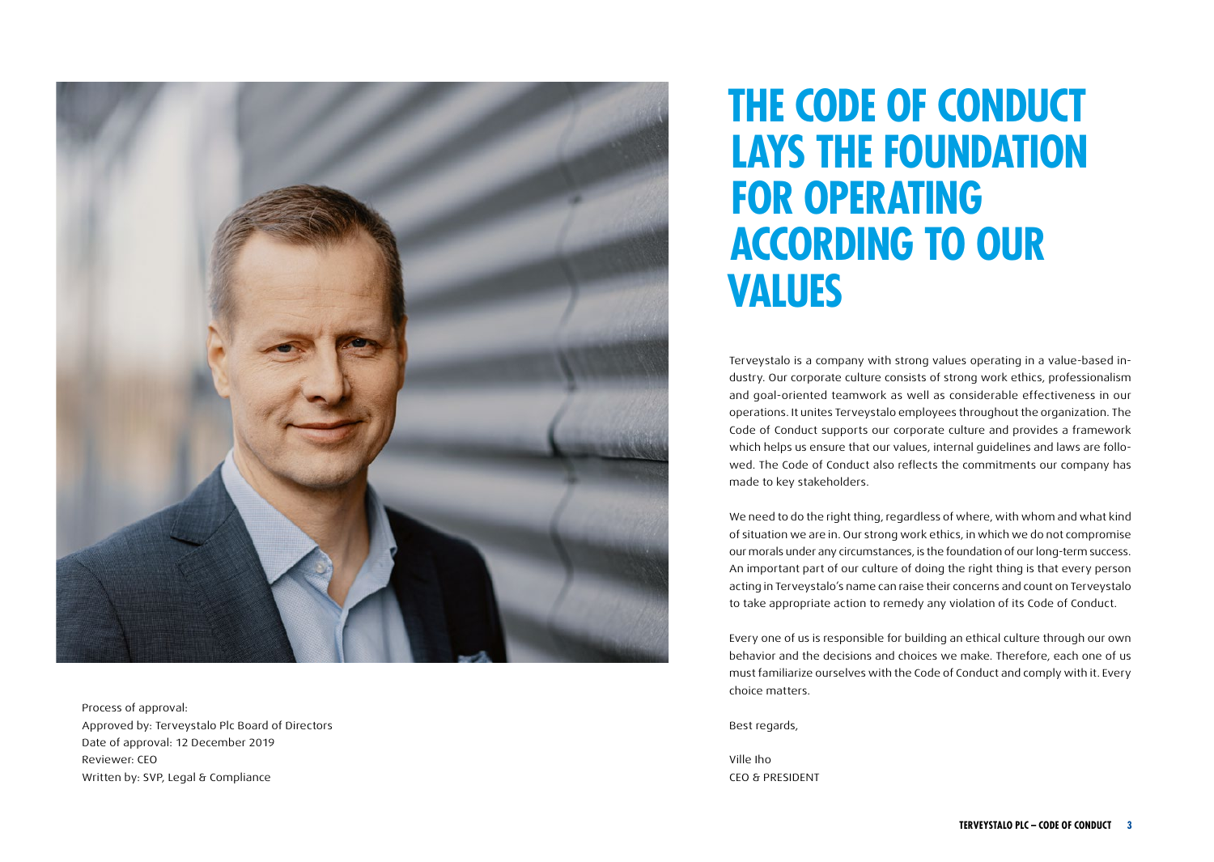# THE CODE OF CONDUCT LAYS THE FOUNDATION FOR OPERATING ACCORDING TO OUR VALUES

Terveystalo is a company with strong values operating in a value-based industry. Our corporate culture consists of strong work ethics, professionalism and goal-oriented teamwork as well as considerable effectiveness in our operations. It unites Terveystalo employees throughout the organization. The Code of Conduct supports our corporate culture and provides a framework which helps us ensure that our values, internal guidelines and laws are followed. The Code of Conduct also reflects the commitments our company has made to key stakeholders.

We need to do the right thing, regardless of where, with whom and what kind of situation we are in. Our strong work ethics, in which we do not compromise our morals under any circumstances, is the foundation of our long-term success. An important part of our culture of doing the right thing is that every person acting in Terveystalo's name can raise their concerns and count on Terveystalo to take appropriate action to remedy any violation of its Code of Conduct.

Every one of us is responsible for building an ethical culture through our own behavior and the decisions and choices we make. Therefore, each one of us must familiarize ourselves with the Code of Conduct and comply with it. Every choice matters.

Best regards,

Ville Iho
CEO & PRESIDENT

Process of approval:
Approved by: Terveystalo Plc Board of Directors
Date of approval: 12 December 2019
Reviewer: CEO
Written by: SVP, Legal & Compliance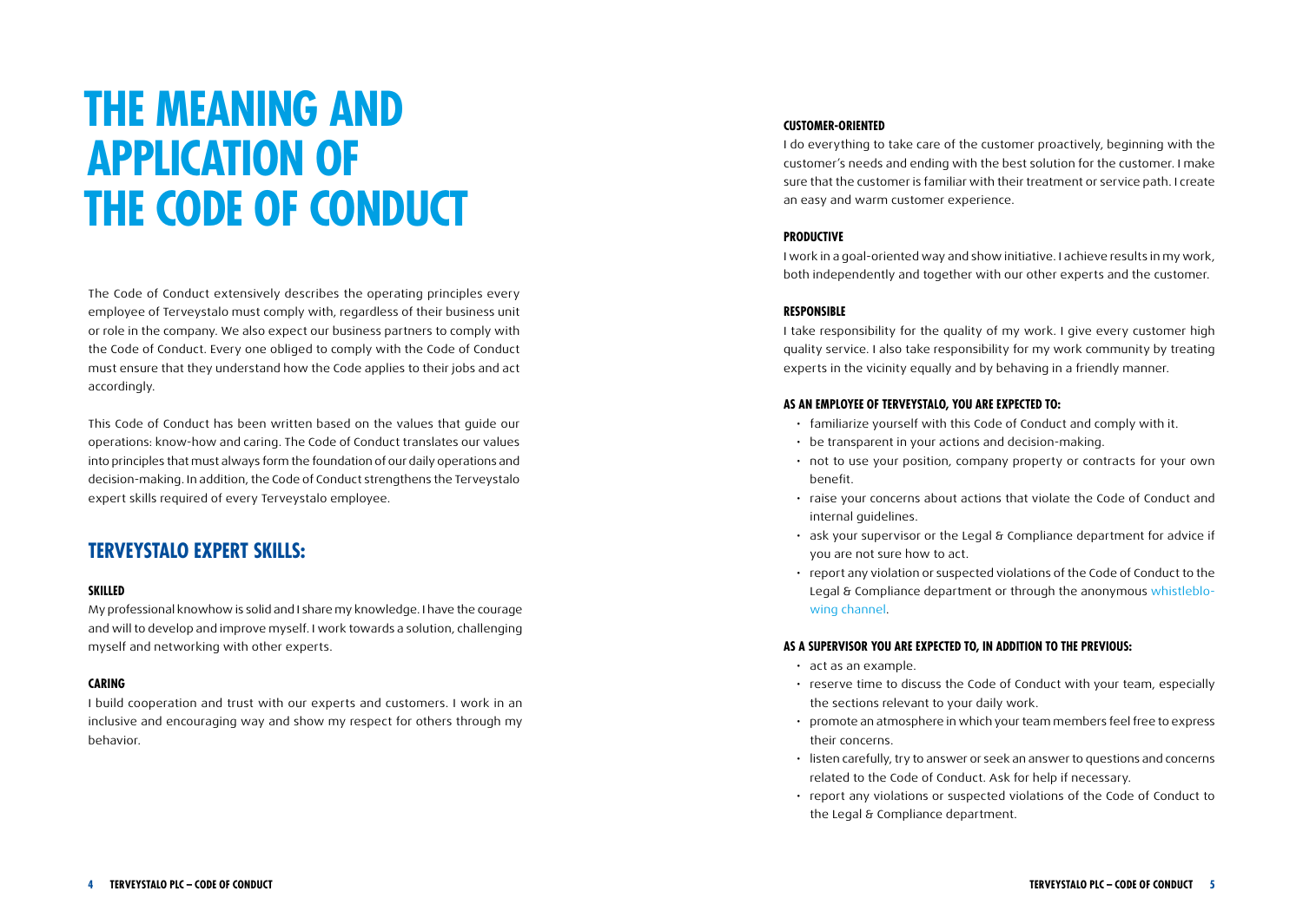# THE MEANING AND APPLICATION OF THE CODE OF CONDUCT

The Code of Conduct extensively describes the operating principles every employee of Terveystalo must comply with, regardless of their business unit or role in the company. We also expect our business partners to comply with the Code of Conduct. Every one obliged to comply with the Code of Conduct must ensure that they understand how the Code applies to their jobs and act accordingly.

This Code of Conduct has been written based on the values that guide our operations: know-how and caring. The Code of Conduct translates our values into principles that must always form the foundation of our daily operations and decision-making. In addition, the Code of Conduct strengthens the Terveystalo expert skills required of every Terveystalo employee.

## TERVEYSTALO EXPERT SKILLS:

### SKILLED

My professional knowhow is solid and I share my knowledge. I have the courage and will to develop and improve myself. I work towards a solution, challenging myself and networking with other experts.

### CARING

I build cooperation and trust with our experts and customers. I work in an inclusive and encouraging way and show my respect for others through my behavior.

### CUSTOMER-ORIENTED

I do everything to take care of the customer proactively, beginning with the customer's needs and ending with the best solution for the customer. I make sure that the customer is familiar with their treatment or service path. I create an easy and warm customer experience.

### PRODUCTIVE

I work in a goal-oriented way and show initiative. I achieve results in my work, both independently and together with our other experts and the customer.

### RESPONSIBLE

I take responsibility for the quality of my work. I give every customer high quality service. I also take responsibility for my work community by treating experts in the vicinity equally and by behaving in a friendly manner.

### AS AN EMPLOYEE OF TERVEYSTALO, YOU ARE EXPECTED TO:

- familiarize yourself with this Code of Conduct and comply with it.
- be transparent in your actions and decision-making.
- not to use your position, company property or contracts for your own benefit.
- raise your concerns about actions that violate the Code of Conduct and internal guidelines.
- ask your supervisor or the Legal & Compliance department for advice if you are not sure how to act.
- report any violation or suspected violations of the Code of Conduct to the Legal & Compliance department or through the anonymous whistleblowing channel.

### AS A SUPERVISOR YOU ARE EXPECTED TO, IN ADDITION TO THE PREVIOUS:

- act as an example.
- reserve time to discuss the Code of Conduct with your team, especially the sections relevant to your daily work.
- promote an atmosphere in which your team members feel free to express their concerns.
- listen carefully, try to answer or seek an answer to questions and concerns related to the Code of Conduct. Ask for help if necessary.
- report any violations or suspected violations of the Code of Conduct to the Legal & Compliance department.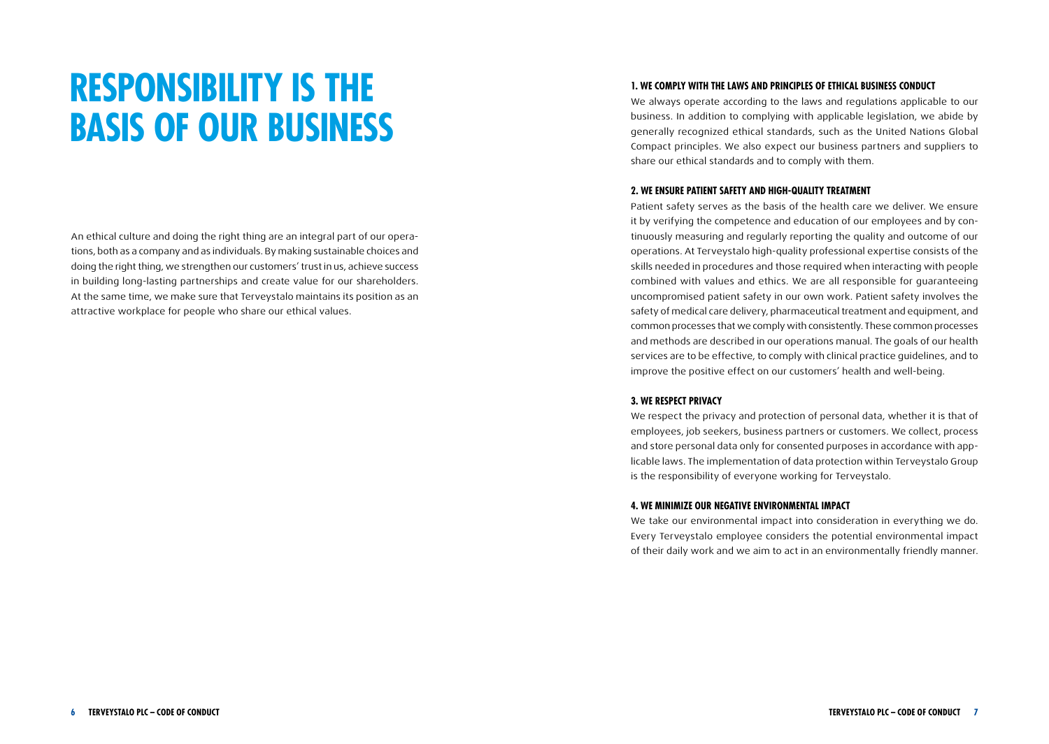# RESPONSIBILITY IS THE BASIS OF OUR BUSINESS

An ethical culture and doing the right thing are an integral part of our operations, both as a company and as individuals. By making sustainable choices and doing the right thing, we strengthen our customers' trust in us, achieve success in building long-lasting partnerships and create value for our shareholders. At the same time, we make sure that Terveystalo maintains its position as an attractive workplace for people who share our ethical values.

### 1. WE COMPLY WITH THE LAWS AND PRINCIPLES OF ETHICAL BUSINESS CONDUCT

We always operate according to the laws and regulations applicable to our business. In addition to complying with applicable legislation, we abide by generally recognized ethical standards, such as the United Nations Global Compact principles. We also expect our business partners and suppliers to share our ethical standards and to comply with them.

### 2. WE ENSURE PATIENT SAFETY AND HIGH-QUALITY TREATMENT

Patient safety serves as the basis of the health care we deliver. We ensure it by verifying the competence and education of our employees and by continuously measuring and regularly reporting the quality and outcome of our operations. At Terveystalo high-quality professional expertise consists of the skills needed in procedures and those required when interacting with people combined with values and ethics. We are all responsible for guaranteeing uncompromised patient safety in our own work. Patient safety involves the safety of medical care delivery, pharmaceutical treatment and equipment, and common processes that we comply with consistently. These common processes and methods are described in our operations manual. The goals of our health services are to be effective, to comply with clinical practice guidelines, and to improve the positive effect on our customers' health and well-being.

### 3. WE RESPECT PRIVACY

We respect the privacy and protection of personal data, whether it is that of employees, job seekers, business partners or customers. We collect, process and store personal data only for consented purposes in accordance with applicable laws. The implementation of data protection within Terveystalo Group is the responsibility of everyone working for Terveystalo.

### 4. WE MINIMIZE OUR NEGATIVE ENVIRONMENTAL IMPACT

We take our environmental impact into consideration in everything we do. Every Terveystalo employee considers the potential environmental impact of their daily work and we aim to act in an environmentally friendly manner.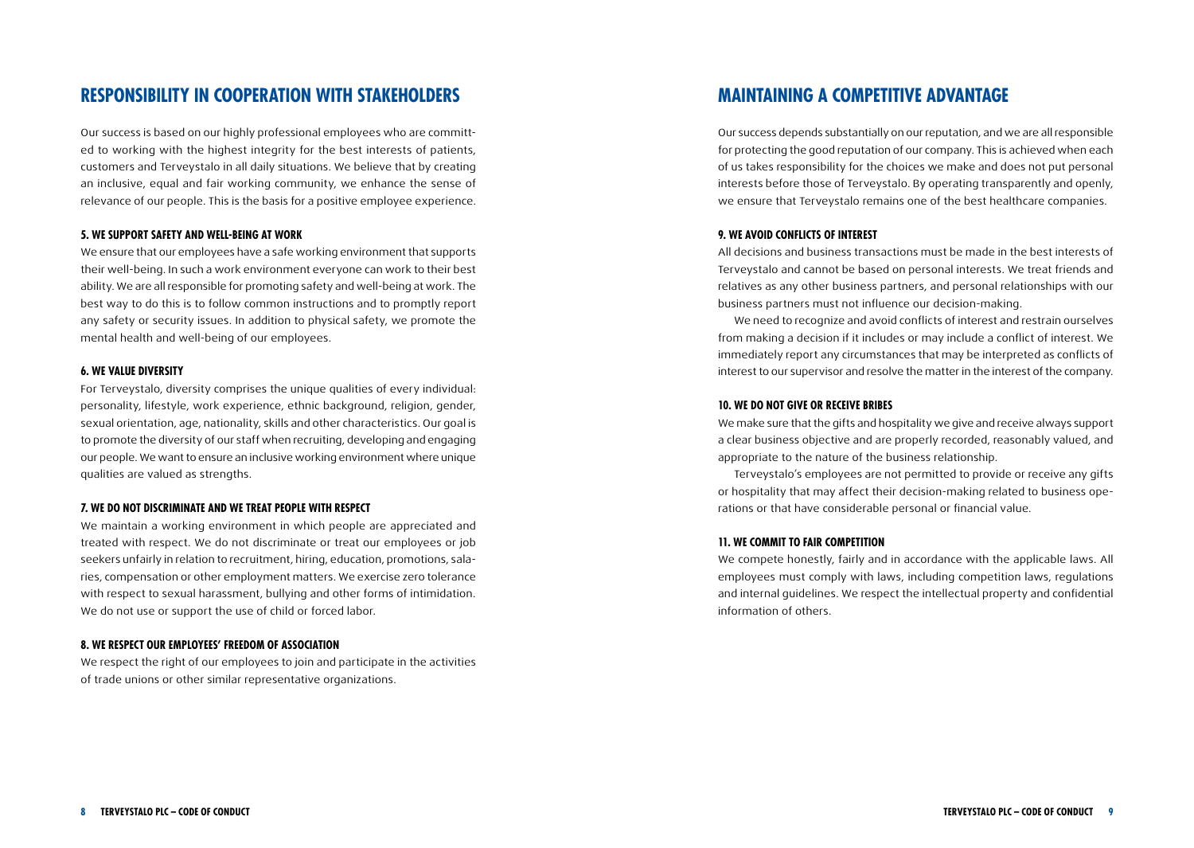## RESPONSIBILITY IN COOPERATION WITH STAKEHOLDERS

Our success is based on our highly professional employees who are committed to working with the highest integrity for the best interests of patients, customers and Terveystalo in all daily situations. We believe that by creating an inclusive, equal and fair working community, we enhance the sense of relevance of our people. This is the basis for a positive employee experience.

### 5. WE SUPPORT SAFETY AND WELL-BEING AT WORK

We ensure that our employees have a safe working environment that supports their well-being. In such a work environment everyone can work to their best ability. We are all responsible for promoting safety and well-being at work. The best way to do this is to follow common instructions and to promptly report any safety or security issues. In addition to physical safety, we promote the mental health and well-being of our employees.

### 6. WE VALUE DIVERSITY

For Terveystalo, diversity comprises the unique qualities of every individual: personality, lifestyle, work experience, ethnic background, religion, gender, sexual orientation, age, nationality, skills and other characteristics. Our goal is to promote the diversity of our staff when recruiting, developing and engaging our people. We want to ensure an inclusive working environment where unique qualities are valued as strengths.

### 7. WE DO NOT DISCRIMINATE AND WE TREAT PEOPLE WITH RESPECT

We maintain a working environment in which people are appreciated and treated with respect. We do not discriminate or treat our employees or job seekers unfairly in relation to recruitment, hiring, education, promotions, salaries, compensation or other employment matters. We exercise zero tolerance with respect to sexual harassment, bullying and other forms of intimidation. We do not use or support the use of child or forced labor.

### 8. WE RESPECT OUR EMPLOYEES' FREEDOM OF ASSOCIATION

We respect the right of our employees to join and participate in the activities of trade unions or other similar representative organizations.

## MAINTAINING A COMPETITIVE ADVANTAGE

Our success depends substantially on our reputation, and we are all responsible for protecting the good reputation of our company. This is achieved when each of us takes responsibility for the choices we make and does not put personal interests before those of Terveystalo. By operating transparently and openly, we ensure that Terveystalo remains one of the best healthcare companies.

### 9. WE AVOID CONFLICTS OF INTEREST

All decisions and business transactions must be made in the best interests of Terveystalo and cannot be based on personal interests. We treat friends and relatives as any other business partners, and personal relationships with our business partners must not influence our decision-making.

We need to recognize and avoid conflicts of interest and restrain ourselves from making a decision if it includes or may include a conflict of interest. We immediately report any circumstances that may be interpreted as conflicts of interest to our supervisor and resolve the matter in the interest of the company.

### 10. WE DO NOT GIVE OR RECEIVE BRIBES

We make sure that the gifts and hospitality we give and receive always support a clear business objective and are properly recorded, reasonably valued, and appropriate to the nature of the business relationship.

Terveystalo's employees are not permitted to provide or receive any gifts or hospitality that may affect their decision-making related to business operations or that have considerable personal or financial value.

### 11. WE COMMIT TO FAIR COMPETITION

We compete honestly, fairly and in accordance with the applicable laws. All employees must comply with laws, including competition laws, regulations and internal guidelines. We respect the intellectual property and confidential information of others.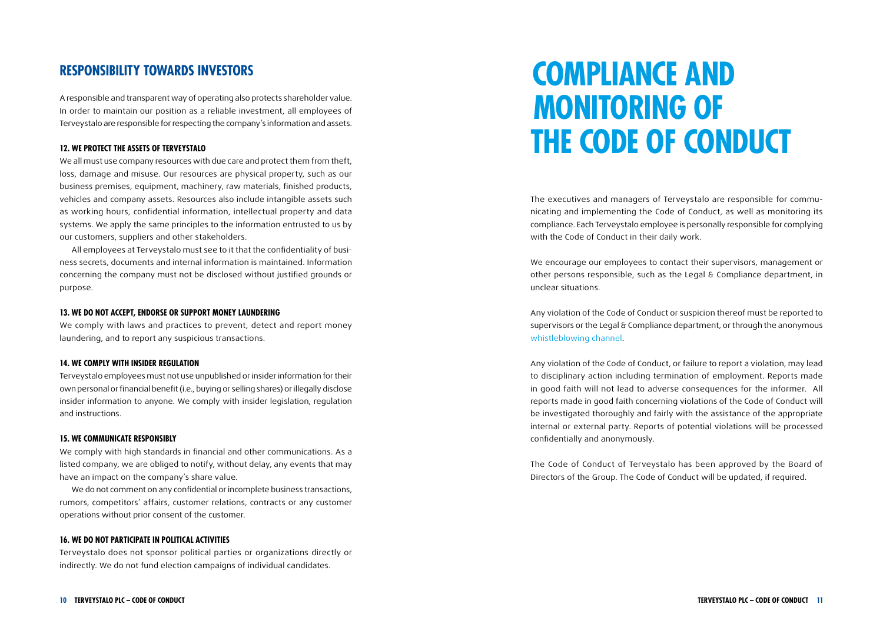## RESPONSIBILITY TOWARDS INVESTORS

A responsible and transparent way of operating also protects shareholder value. In order to maintain our position as a reliable investment, all employees of Terveystalo are responsible for respecting the company's information and assets.

### 12. WE PROTECT THE ASSETS OF TERVEYSTALO

We all must use company resources with due care and protect them from theft, loss, damage and misuse. Our resources are physical property, such as our business premises, equipment, machinery, raw materials, finished products, vehicles and company assets. Resources also include intangible assets such as working hours, confidential information, intellectual property and data systems. We apply the same principles to the information entrusted to us by our customers, suppliers and other stakeholders.

All employees at Terveystalo must see to it that the confidentiality of business secrets, documents and internal information is maintained. Information concerning the company must not be disclosed without justified grounds or purpose.

### 13. WE DO NOT ACCEPT, ENDORSE OR SUPPORT MONEY LAUNDERING

We comply with laws and practices to prevent, detect and report money laundering, and to report any suspicious transactions.

### 14. WE COMPLY WITH INSIDER REGULATION

Terveystalo employees must not use unpublished or insider information for their own personal or financial benefit (i.e., buying or selling shares) or illegally disclose insider information to anyone. We comply with insider legislation, regulation and instructions.

### 15. WE COMMUNICATE RESPONSIBLY

We comply with high standards in financial and other communications. As a listed company, we are obliged to notify, without delay, any events that may have an impact on the company's share value.

We do not comment on any confidential or incomplete business transactions, rumors, competitors' affairs, customer relations, contracts or any customer operations without prior consent of the customer.

### 16. WE DO NOT PARTICIPATE IN POLITICAL ACTIVITIES

Terveystalo does not sponsor political parties or organizations directly or indirectly. We do not fund election campaigns of individual candidates.

# COMPLIANCE AND MONITORING OF THE CODE OF CONDUCT

The executives and managers of Terveystalo are responsible for communicating and implementing the Code of Conduct, as well as monitoring its compliance. Each Terveystalo employee is personally responsible for complying with the Code of Conduct in their daily work.

We encourage our employees to contact their supervisors, management or other persons responsible, such as the Legal & Compliance department, in unclear situations.

Any violation of the Code of Conduct or suspicion thereof must be reported to supervisors or the Legal & Compliance department, or through the anonymous whistleblowing channel.

Any violation of the Code of Conduct, or failure to report a violation, may lead to disciplinary action including termination of employment. Reports made in good faith will not lead to adverse consequences for the informer. All reports made in good faith concerning violations of the Code of Conduct will be investigated thoroughly and fairly with the assistance of the appropriate internal or external party. Reports of potential violations will be processed confidentially and anonymously.

The Code of Conduct of Terveystalo has been approved by the Board of Directors of the Group. The Code of Conduct will be updated, if required.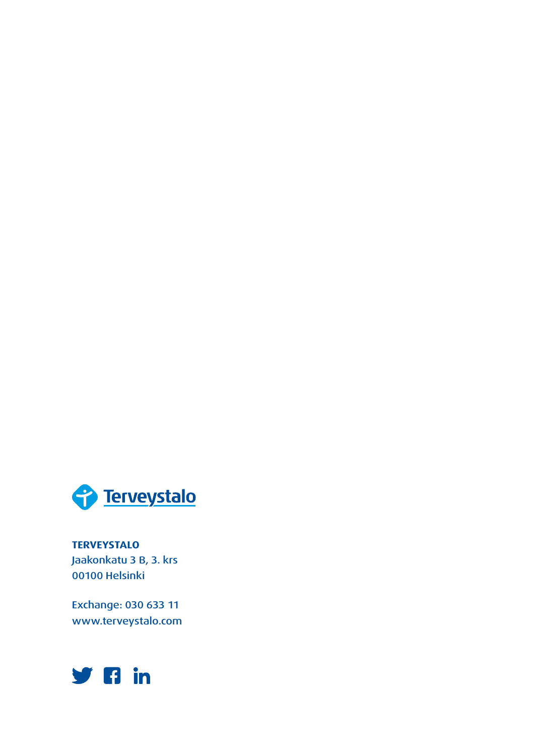Terveystalo

**TERVEYSTALO**
Jaakonkatu 3 B, 3. krs
00100 Helsinki

Exchange: 030 633 11
www.terveystalo.com